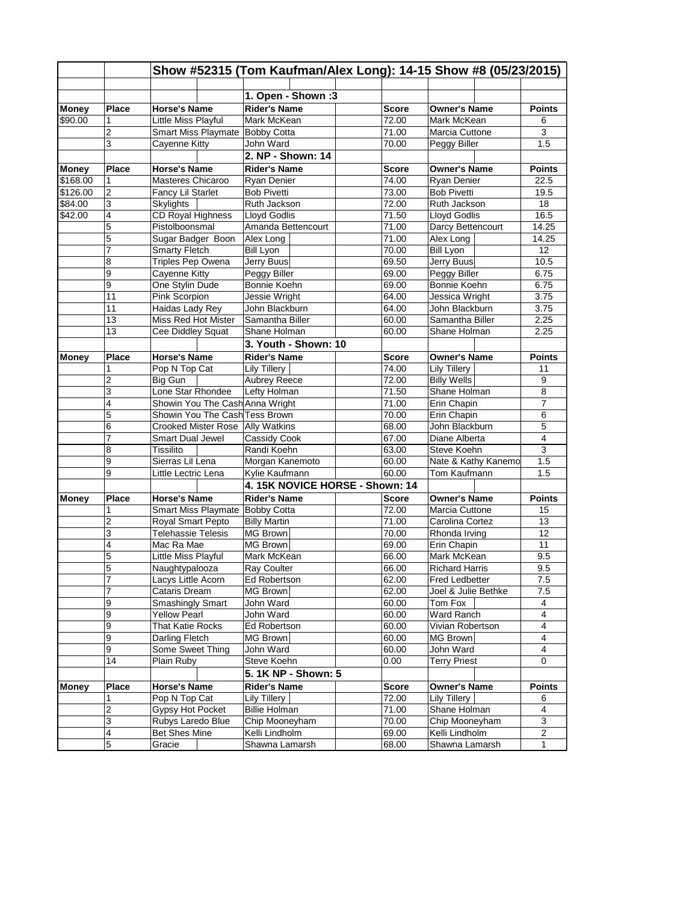| Money | Place | Horse's Name | Rider's Name | Score | Owner's Name | Points |
|---|---|---|---|---|---|---|
| | | **Show #52315 (Tom Kaufman/Alex Long): 14-15 Show #8 (05/23/2015)** | | | | |
| | | | **1. Open - Shown :3** | | | |
| **Money** | **Place** | **Horse's Name** | **Rider's Name** | **Score** | **Owner's Name** | **Points** |
| $90.00 | 1 | Little Miss Playful | Mark McKean | 72.00 | Mark McKean | 6 |
| | 2 | Smart Miss Playmate | Bobby Cotta | 71.00 | Marcia Cuttone | 3 |
| | 3 | Cayenne Kitty | John Ward | 70.00 | Peggy Biller | 1.5 |
| | | | **2. NP - Shown: 14** | | | |
| **Money** | **Place** | **Horse's Name** | **Rider's Name** | **Score** | **Owner's Name** | **Points** |
| $168.00 | 1 | Masteres Chicaroo | Ryan Denier | 74.00 | Ryan Denier | 22.5 |
| $126.00 | 2 | Fancy Lil Starlet | Bob Pivetti | 73.00 | Bob Pivetti | 19.5 |
| $84.00 | 3 | Skylights | Ruth Jackson | 72.00 | Ruth Jackson | 18 |
| $42.00 | 4 | CD Royal Highness | Lloyd Godlis | 71.50 | Lloyd Godlis | 16.5 |
| | 5 | Pistolboonsmal | Amanda Bettencourt | 71.00 | Darcy Bettencourt | 14.25 |
| | 5 | Sugar Badger Boon | Alex Long | 71.00 | Alex Long | 14.25 |
| | 7 | Smarty Fletch | Bill Lyon | 70.00 | Bill Lyon | 12 |
| | 8 | Triples Pep Owena | Jerry Buus | 69.50 | Jerry Buus | 10.5 |
| | 9 | Cayenne Kitty | Peggy Biller | 69.00 | Peggy Biller | 6.75 |
| | 9 | One Stylin Dude | Bonnie Koehn | 69.00 | Bonnie Koehn | 6.75 |
| | 11 | Pink Scorpion | Jessie Wright | 64.00 | Jessica Wright | 3.75 |
| | 11 | Haidas Lady Rey | John Blackburn | 64.00 | John Blackburn | 3.75 |
| | 13 | Miss Red Hot Mister | Samantha Biller | 60.00 | Samantha Biller | 2.25 |
| | 13 | Cee Diddley Squat | Shane Holman | 60.00 | Shane Holman | 2.25 |
| | | | **3. Youth - Shown: 10** | | | |
| **Money** | **Place** | **Horse's Name** | **Rider's Name** | **Score** | **Owner's Name** | **Points** |
| | 1 | Pop N Top Cat | Lily Tillery | 74.00 | Lily Tillery | 11 |
| | 2 | Big Gun | Aubrey Reece | 72.00 | Billy Wells | 9 |
| | 3 | Lone Star Rhondee | Lefty Holman | 71.50 | Shane Holman | 8 |
| | 4 | Showin You The Cash | Anna Wright | 71.00 | Erin Chapin | 7 |
| | 5 | Showin You The Cash | Tess Brown | 70.00 | Erin Chapin | 6 |
| | 6 | Crooked Mister Rose | Ally Watkins | 68.00 | John Blackburn | 5 |
| | 7 | Smart Dual Jewel | Cassidy Cook | 67.00 | Diane Alberta | 4 |
| | 8 | Tissilito | Randi Koehn | 63.00 | Steve Koehn | 3 |
| | 9 | Sierras Lil Lena | Morgan Kanemoto | 60.00 | Nate & Kathy Kanemo | 1.5 |
| | 9 | Little Lectric Lena | Kylie Kaufmann | 60.00 | Tom Kaufmann | 1.5 |
| | | | **4. 15K NOVICE HORSE - Shown: 14** | | | |
| **Money** | **Place** | **Horse's Name** | **Rider's Name** | **Score** | **Owner's Name** | **Points** |
| | 1 | Smart Miss Playmate | Bobby Cotta | 72.00 | Marcia Cuttone | 15 |
| | 2 | Royal Smart Pepto | Billy Martin | 71.00 | Carolina Cortez | 13 |
| | 3 | Telehassie Telesis | MG Brown | 70.00 | Rhonda Irving | 12 |
| | 4 | Mac Ra Mae | MG Brown | 69.00 | Erin Chapin | 11 |
| | 5 | Little Miss Playful | Mark McKean | 66.00 | Mark McKean | 9.5 |
| | 5 | Naughtypalooza | Ray Coulter | 66.00 | Richard Harris | 9.5 |
| | 7 | Lacys Little Acorn | Ed Robertson | 62.00 | Fred Ledbetter | 7.5 |
| | 7 | Cataris Dream | MG Brown | 62.00 | Joel & Julie Bethke | 7.5 |
| | 9 | Smashingly Smart | John Ward | 60.00 | Tom Fox | 4 |
| | 9 | Yellow Pearl | John Ward | 60.00 | Ward Ranch | 4 |
| | 9 | That Katie Rocks | Ed Robertson | 60.00 | Vivian Robertson | 4 |
| | 9 | Darling Fletch | MG Brown | 60.00 | MG Brown | 4 |
| | 9 | Some Sweet Thing | John Ward | 60.00 | John Ward | 4 |
| | 14 | Plain Ruby | Steve Koehn | 0.00 | Terry Priest | 0 |
| | | | **5. 1K NP - Shown: 5** | | | |
| **Money** | **Place** | **Horse's Name** | **Rider's Name** | **Score** | **Owner's Name** | **Points** |
| | 1 | Pop N Top Cat | Lily Tillery | 72.00 | Lily Tillery | 6 |
| | 2 | Gypsy Hot Pocket | Billie Holman | 71.00 | Shane Holman | 4 |
| | 3 | Rubys Laredo Blue | Chip Mooneyham | 70.00 | Chip Mooneyham | 3 |
| | 4 | Bet Shes Mine | Kelli Lindholm | 69.00 | Kelli Lindholm | 2 |
| | 5 | Gracie | Shawna Lamarsh | 68.00 | Shawna Lamarsh | 1 |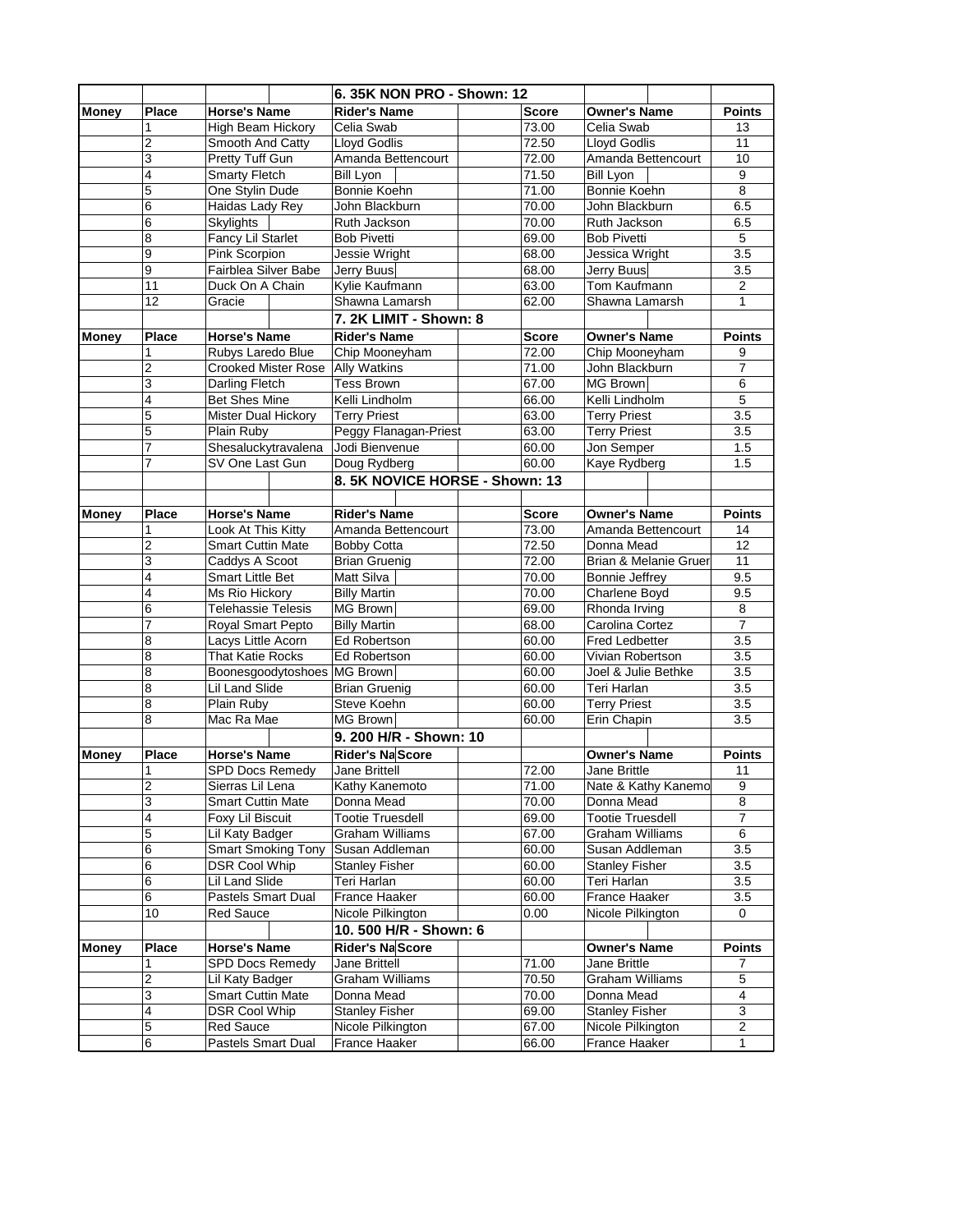| Money | Place | Horse's Name | Rider's Name | Score | Owner's Name | Points |
|---|---|---|---|---|---|---|
| | | | **6. 35K NON PRO - Shown: 12** | | | |
| **Money** | **Place** | **Horse's Name** | **Rider's Name** | **Score** | **Owner's Name** | **Points** |
| | 1 | High Beam Hickory | Celia Swab | 73.00 | Celia Swab | 13 |
| | 2 | Smooth And Catty | Lloyd Godlis | 72.50 | Lloyd Godlis | 11 |
| | 3 | Pretty Tuff Gun | Amanda Bettencourt | 72.00 | Amanda Bettencourt | 10 |
| | 4 | Smarty Fletch | Bill Lyon | 71.50 | Bill Lyon | 9 |
| | 5 | One Stylin Dude | Bonnie Koehn | 71.00 | Bonnie Koehn | 8 |
| | 6 | Haidas Lady Rey | John Blackburn | 70.00 | John Blackburn | 6.5 |
| | 6 | Skylights | Ruth Jackson | 70.00 | Ruth Jackson | 6.5 |
| | 8 | Fancy Lil Starlet | Bob Pivetti | 69.00 | Bob Pivetti | 5 |
| | 9 | Pink Scorpion | Jessie Wright | 68.00 | Jessica Wright | 3.5 |
| | 9 | Fairblea Silver Babe | Jerry Buus | 68.00 | Jerry Buus | 3.5 |
| | 11 | Duck On A Chain | Kylie Kaufmann | 63.00 | Tom Kaufmann | 2 |
| | 12 | Gracie | Shawna Lamarsh | 62.00 | Shawna Lamarsh | 1 |
| | | | **7. 2K LIMIT - Shown: 8** | | | |
| **Money** | **Place** | **Horse's Name** | **Rider's Name** | **Score** | **Owner's Name** | **Points** |
| | 1 | Rubys Laredo Blue | Chip Mooneyham | 72.00 | Chip Mooneyham | 9 |
| | 2 | Crooked Mister Rose | Ally Watkins | 71.00 | John Blackburn | 7 |
| | 3 | Darling Fletch | Tess Brown | 67.00 | MG Brown | 6 |
| | 4 | Bet Shes Mine | Kelli Lindholm | 66.00 | Kelli Lindholm | 5 |
| | 5 | Mister Dual Hickory | Terry Priest | 63.00 | Terry Priest | 3.5 |
| | 5 | Plain Ruby | Peggy Flanagan-Priest | 63.00 | Terry Priest | 3.5 |
| | 7 | Shesaluckytravalena | Jodi Bienvenue | 60.00 | Jon Semper | 1.5 |
| | 7 | SV One Last Gun | Doug Rydberg | 60.00 | Kaye Rydberg | 1.5 |
| | | | **8. 5K NOVICE HORSE - Shown: 13** | | | |
| **Money** | **Place** | **Horse's Name** | **Rider's Name** | **Score** | **Owner's Name** | **Points** |
| | 1 | Look At This Kitty | Amanda Bettencourt | 73.00 | Amanda Bettencourt | 14 |
| | 2 | Smart Cuttin Mate | Bobby Cotta | 72.50 | Donna Mead | 12 |
| | 3 | Caddys A Scoot | Brian Gruenig | 72.00 | Brian & Melanie Gruer | 11 |
| | 4 | Smart Little Bet | Matt Silva | 70.00 | Bonnie Jeffrey | 9.5 |
| | 4 | Ms Rio Hickory | Billy Martin | 70.00 | Charlene Boyd | 9.5 |
| | 6 | Telehassie Telesis | MG Brown | 69.00 | Rhonda Irving | 8 |
| | 7 | Royal Smart Pepto | Billy Martin | 68.00 | Carolina Cortez | 7 |
| | 8 | Lacys Little Acorn | Ed Robertson | 60.00 | Fred Ledbetter | 3.5 |
| | 8 | That Katie Rocks | Ed Robertson | 60.00 | Vivian Robertson | 3.5 |
| | 8 | Boonesgoodytoshoes | MG Brown | 60.00 | Joel & Julie Bethke | 3.5 |
| | 8 | Lil Land Slide | Brian Gruenig | 60.00 | Teri Harlan | 3.5 |
| | 8 | Plain Ruby | Steve Koehn | 60.00 | Terry Priest | 3.5 |
| | 8 | Mac Ra Mae | MG Brown | 60.00 | Erin Chapin | 3.5 |
| | | | **9. 200 H/R - Shown: 10** | | | |
| **Money** | **Place** | **Horse's Name** | **Rider's Na Score** | | **Owner's Name** | **Points** |
| | 1 | SPD Docs Remedy | Jane Brittell | 72.00 | Jane Brittle | 11 |
| | 2 | Sierras Lil Lena | Kathy Kanemoto | 71.00 | Nate & Kathy Kanemo | 9 |
| | 3 | Smart Cuttin Mate | Donna Mead | 70.00 | Donna Mead | 8 |
| | 4 | Foxy Lil Biscuit | Tootie Truesdell | 69.00 | Tootie Truesdell | 7 |
| | 5 | Lil Katy Badger | Graham Williams | 67.00 | Graham Williams | 6 |
| | 6 | Smart Smoking Tony | Susan Addleman | 60.00 | Susan Addleman | 3.5 |
| | 6 | DSR Cool Whip | Stanley Fisher | 60.00 | Stanley Fisher | 3.5 |
| | 6 | Lil Land Slide | Teri Harlan | 60.00 | Teri Harlan | 3.5 |
| | 6 | Pastels Smart Dual | France Haaker | 60.00 | France Haaker | 3.5 |
| | 10 | Red Sauce | Nicole Pilkington | 0.00 | Nicole Pilkington | 0 |
| | | | **10. 500 H/R - Shown: 6** | | | |
| **Money** | **Place** | **Horse's Name** | **Rider's Na Score** | | **Owner's Name** | **Points** |
| | 1 | SPD Docs Remedy | Jane Brittell | 71.00 | Jane Brittle | 7 |
| | 2 | Lil Katy Badger | Graham Williams | 70.50 | Graham Williams | 5 |
| | 3 | Smart Cuttin Mate | Donna Mead | 70.00 | Donna Mead | 4 |
| | 4 | DSR Cool Whip | Stanley Fisher | 69.00 | Stanley Fisher | 3 |
| | 5 | Red Sauce | Nicole Pilkington | 67.00 | Nicole Pilkington | 2 |
| | 6 | Pastels Smart Dual | France Haaker | 66.00 | France Haaker | 1 |